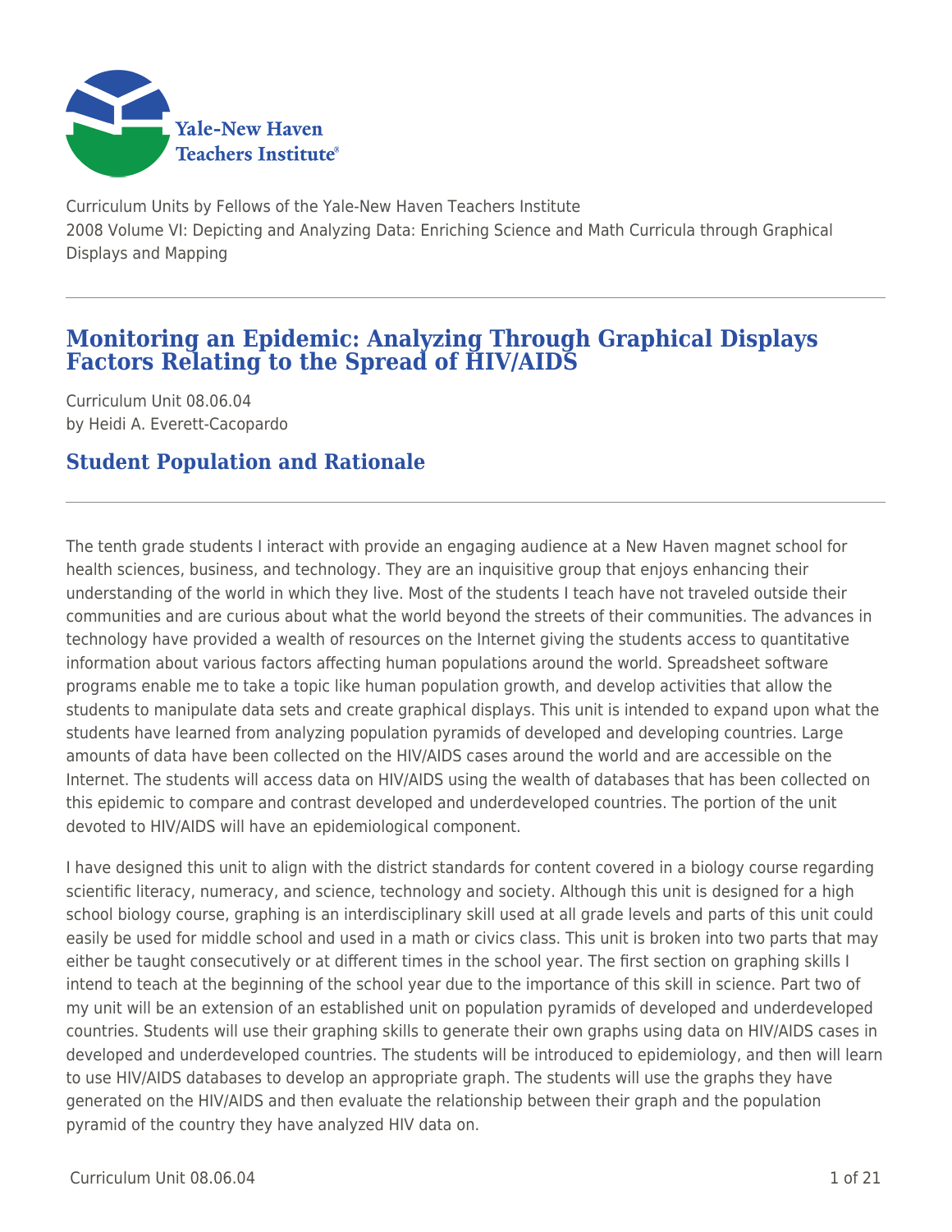Yale-New Haven Teachers Institute

Curriculum Units by Fellows of the Yale-New Haven Teachers Institute
2008 Volume VI: Depicting and Analyzing Data: Enriching Science and Math Curricula through Graphical Displays and Mapping

# Monitoring an Epidemic: Analyzing Through Graphical Displays Factors Relating to the Spread of HIV/AIDS

Curriculum Unit 08.06.04
by Heidi A. Everett-Cacopardo

## Student Population and Rationale

The tenth grade students I interact with provide an engaging audience at a New Haven magnet school for health sciences, business, and technology. They are an inquisitive group that enjoys enhancing their understanding of the world in which they live. Most of the students I teach have not traveled outside their communities and are curious about what the world beyond the streets of their communities. The advances in technology have provided a wealth of resources on the Internet giving the students access to quantitative information about various factors affecting human populations around the world. Spreadsheet software programs enable me to take a topic like human population growth, and develop activities that allow the students to manipulate data sets and create graphical displays. This unit is intended to expand upon what the students have learned from analyzing population pyramids of developed and developing countries. Large amounts of data have been collected on the HIV/AIDS cases around the world and are accessible on the Internet. The students will access data on HIV/AIDS using the wealth of databases that has been collected on this epidemic to compare and contrast developed and underdeveloped countries. The portion of the unit devoted to HIV/AIDS will have an epidemiological component.

I have designed this unit to align with the district standards for content covered in a biology course regarding scientific literacy, numeracy, and science, technology and society. Although this unit is designed for a high school biology course, graphing is an interdisciplinary skill used at all grade levels and parts of this unit could easily be used for middle school and used in a math or civics class. This unit is broken into two parts that may either be taught consecutively or at different times in the school year. The first section on graphing skills I intend to teach at the beginning of the school year due to the importance of this skill in science. Part two of my unit will be an extension of an established unit on population pyramids of developed and underdeveloped countries. Students will use their graphing skills to generate their own graphs using data on HIV/AIDS cases in developed and underdeveloped countries. The students will be introduced to epidemiology, and then will learn to use HIV/AIDS databases to develop an appropriate graph. The students will use the graphs they have generated on the HIV/AIDS and then evaluate the relationship between their graph and the population pyramid of the country they have analyzed HIV data on.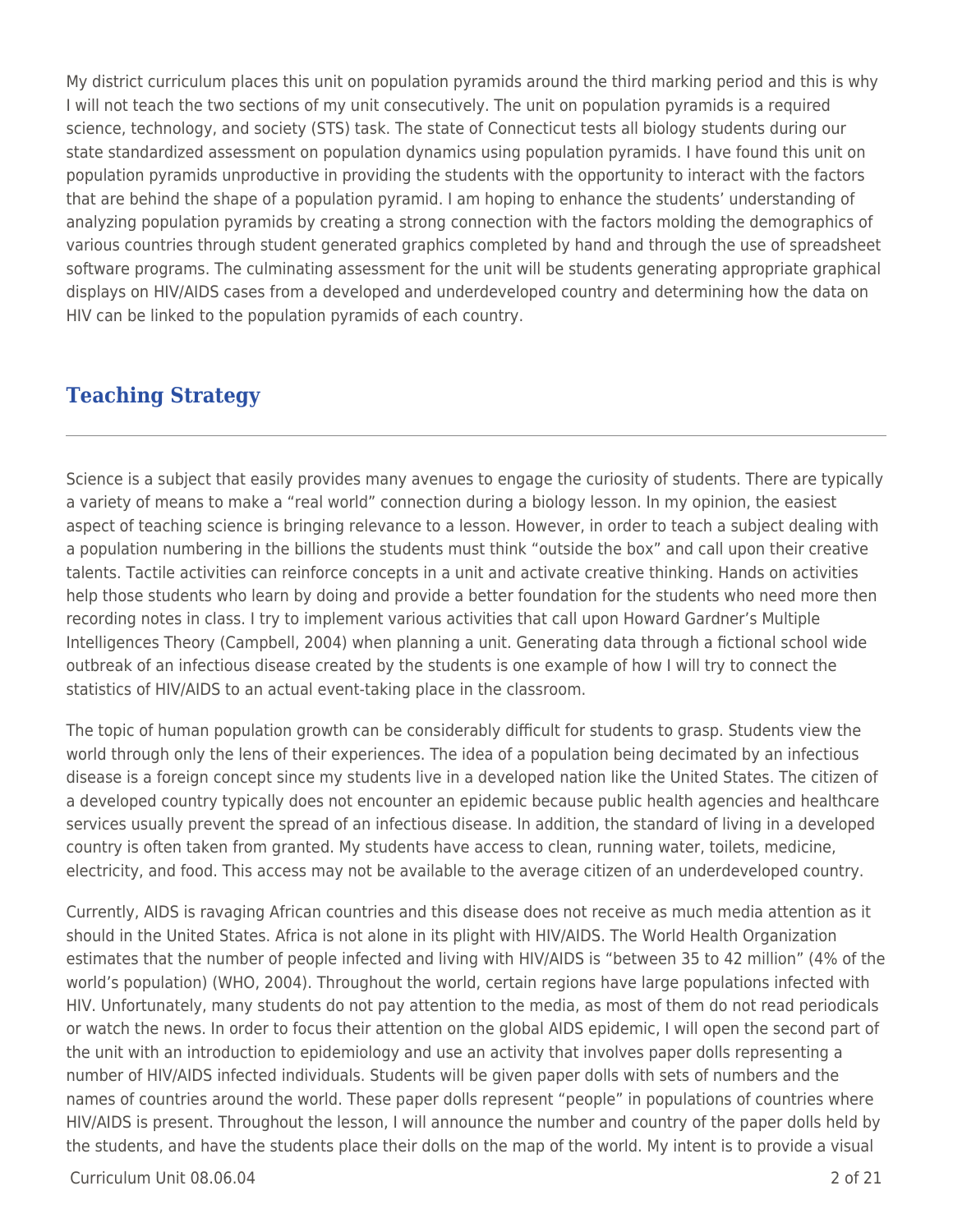My district curriculum places this unit on population pyramids around the third marking period and this is why I will not teach the two sections of my unit consecutively. The unit on population pyramids is a required science, technology, and society (STS) task. The state of Connecticut tests all biology students during our state standardized assessment on population dynamics using population pyramids. I have found this unit on population pyramids unproductive in providing the students with the opportunity to interact with the factors that are behind the shape of a population pyramid. I am hoping to enhance the students' understanding of analyzing population pyramids by creating a strong connection with the factors molding the demographics of various countries through student generated graphics completed by hand and through the use of spreadsheet software programs. The culminating assessment for the unit will be students generating appropriate graphical displays on HIV/AIDS cases from a developed and underdeveloped country and determining how the data on HIV can be linked to the population pyramids of each country.

## Teaching Strategy

Science is a subject that easily provides many avenues to engage the curiosity of students. There are typically a variety of means to make a "real world" connection during a biology lesson. In my opinion, the easiest aspect of teaching science is bringing relevance to a lesson. However, in order to teach a subject dealing with a population numbering in the billions the students must think "outside the box" and call upon their creative talents. Tactile activities can reinforce concepts in a unit and activate creative thinking. Hands on activities help those students who learn by doing and provide a better foundation for the students who need more then recording notes in class. I try to implement various activities that call upon Howard Gardner's Multiple Intelligences Theory (Campbell, 2004) when planning a unit. Generating data through a fictional school wide outbreak of an infectious disease created by the students is one example of how I will try to connect the statistics of HIV/AIDS to an actual event-taking place in the classroom.

The topic of human population growth can be considerably difficult for students to grasp. Students view the world through only the lens of their experiences. The idea of a population being decimated by an infectious disease is a foreign concept since my students live in a developed nation like the United States. The citizen of a developed country typically does not encounter an epidemic because public health agencies and healthcare services usually prevent the spread of an infectious disease. In addition, the standard of living in a developed country is often taken from granted. My students have access to clean, running water, toilets, medicine, electricity, and food. This access may not be available to the average citizen of an underdeveloped country.

Currently, AIDS is ravaging African countries and this disease does not receive as much media attention as it should in the United States. Africa is not alone in its plight with HIV/AIDS. The World Health Organization estimates that the number of people infected and living with HIV/AIDS is "between 35 to 42 million" (4% of the world's population) (WHO, 2004). Throughout the world, certain regions have large populations infected with HIV. Unfortunately, many students do not pay attention to the media, as most of them do not read periodicals or watch the news. In order to focus their attention on the global AIDS epidemic, I will open the second part of the unit with an introduction to epidemiology and use an activity that involves paper dolls representing a number of HIV/AIDS infected individuals. Students will be given paper dolls with sets of numbers and the names of countries around the world. These paper dolls represent "people" in populations of countries where HIV/AIDS is present. Throughout the lesson, I will announce the number and country of the paper dolls held by the students, and have the students place their dolls on the map of the world. My intent is to provide a visual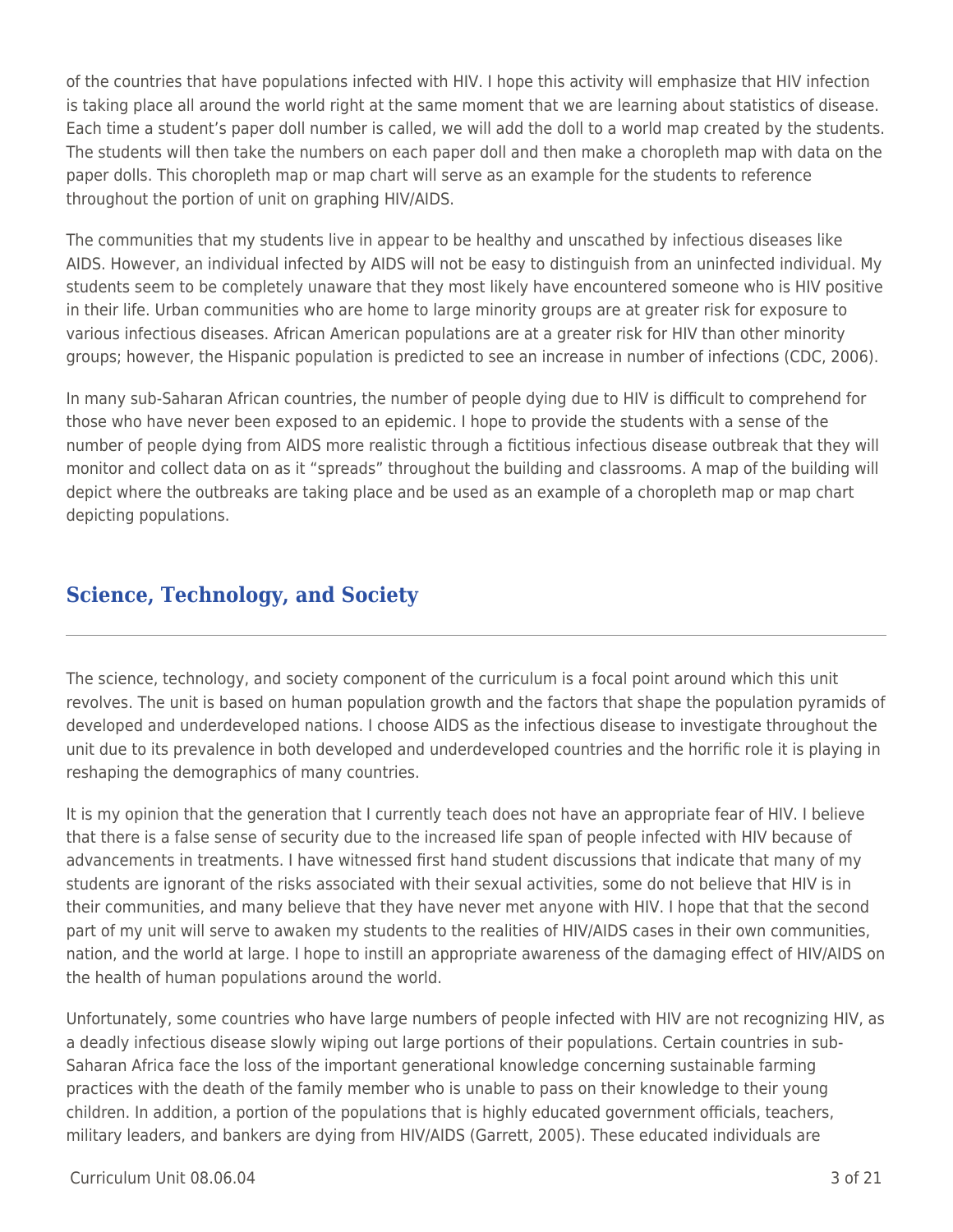of the countries that have populations infected with HIV. I hope this activity will emphasize that HIV infection is taking place all around the world right at the same moment that we are learning about statistics of disease. Each time a student's paper doll number is called, we will add the doll to a world map created by the students. The students will then take the numbers on each paper doll and then make a choropleth map with data on the paper dolls. This choropleth map or map chart will serve as an example for the students to reference throughout the portion of unit on graphing HIV/AIDS.

The communities that my students live in appear to be healthy and unscathed by infectious diseases like AIDS. However, an individual infected by AIDS will not be easy to distinguish from an uninfected individual. My students seem to be completely unaware that they most likely have encountered someone who is HIV positive in their life. Urban communities who are home to large minority groups are at greater risk for exposure to various infectious diseases. African American populations are at a greater risk for HIV than other minority groups; however, the Hispanic population is predicted to see an increase in number of infections (CDC, 2006).

In many sub-Saharan African countries, the number of people dying due to HIV is difficult to comprehend for those who have never been exposed to an epidemic. I hope to provide the students with a sense of the number of people dying from AIDS more realistic through a fictitious infectious disease outbreak that they will monitor and collect data on as it "spreads" throughout the building and classrooms. A map of the building will depict where the outbreaks are taking place and be used as an example of a choropleth map or map chart depicting populations.

## Science, Technology, and Society

The science, technology, and society component of the curriculum is a focal point around which this unit revolves. The unit is based on human population growth and the factors that shape the population pyramids of developed and underdeveloped nations. I choose AIDS as the infectious disease to investigate throughout the unit due to its prevalence in both developed and underdeveloped countries and the horrific role it is playing in reshaping the demographics of many countries.

It is my opinion that the generation that I currently teach does not have an appropriate fear of HIV. I believe that there is a false sense of security due to the increased life span of people infected with HIV because of advancements in treatments. I have witnessed first hand student discussions that indicate that many of my students are ignorant of the risks associated with their sexual activities, some do not believe that HIV is in their communities, and many believe that they have never met anyone with HIV. I hope that that the second part of my unit will serve to awaken my students to the realities of HIV/AIDS cases in their own communities, nation, and the world at large. I hope to instill an appropriate awareness of the damaging effect of HIV/AIDS on the health of human populations around the world.

Unfortunately, some countries who have large numbers of people infected with HIV are not recognizing HIV, as a deadly infectious disease slowly wiping out large portions of their populations. Certain countries in sub-Saharan Africa face the loss of the important generational knowledge concerning sustainable farming practices with the death of the family member who is unable to pass on their knowledge to their young children. In addition, a portion of the populations that is highly educated government officials, teachers, military leaders, and bankers are dying from HIV/AIDS (Garrett, 2005). These educated individuals are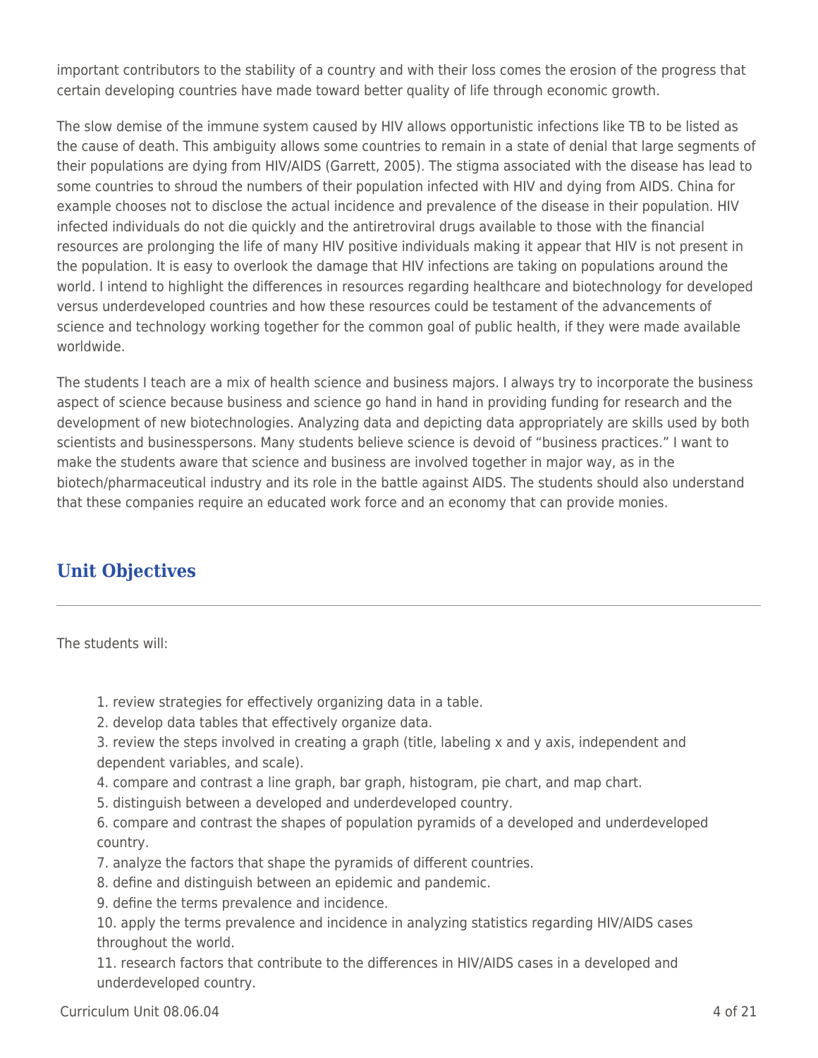important contributors to the stability of a country and with their loss comes the erosion of the progress that certain developing countries have made toward better quality of life through economic growth.

The slow demise of the immune system caused by HIV allows opportunistic infections like TB to be listed as the cause of death. This ambiguity allows some countries to remain in a state of denial that large segments of their populations are dying from HIV/AIDS (Garrett, 2005). The stigma associated with the disease has lead to some countries to shroud the numbers of their population infected with HIV and dying from AIDS. China for example chooses not to disclose the actual incidence and prevalence of the disease in their population. HIV infected individuals do not die quickly and the antiretroviral drugs available to those with the financial resources are prolonging the life of many HIV positive individuals making it appear that HIV is not present in the population. It is easy to overlook the damage that HIV infections are taking on populations around the world. I intend to highlight the differences in resources regarding healthcare and biotechnology for developed versus underdeveloped countries and how these resources could be testament of the advancements of science and technology working together for the common goal of public health, if they were made available worldwide.

The students I teach are a mix of health science and business majors. I always try to incorporate the business aspect of science because business and science go hand in hand in providing funding for research and the development of new biotechnologies. Analyzing data and depicting data appropriately are skills used by both scientists and businesspersons. Many students believe science is devoid of “business practices.” I want to make the students aware that science and business are involved together in major way, as in the biotech/pharmaceutical industry and its role in the battle against AIDS. The students should also understand that these companies require an educated work force and an economy that can provide monies.

## Unit Objectives

The students will:

1. review strategies for effectively organizing data in a table.
2. develop data tables that effectively organize data.
3. review the steps involved in creating a graph (title, labeling x and y axis, independent and dependent variables, and scale).
4. compare and contrast a line graph, bar graph, histogram, pie chart, and map chart.
5. distinguish between a developed and underdeveloped country.
6. compare and contrast the shapes of population pyramids of a developed and underdeveloped country.
7. analyze the factors that shape the pyramids of different countries.
8. define and distinguish between an epidemic and pandemic.
9. define the terms prevalence and incidence.
10. apply the terms prevalence and incidence in analyzing statistics regarding HIV/AIDS cases throughout the world.
11. research factors that contribute to the differences in HIV/AIDS cases in a developed and underdeveloped country.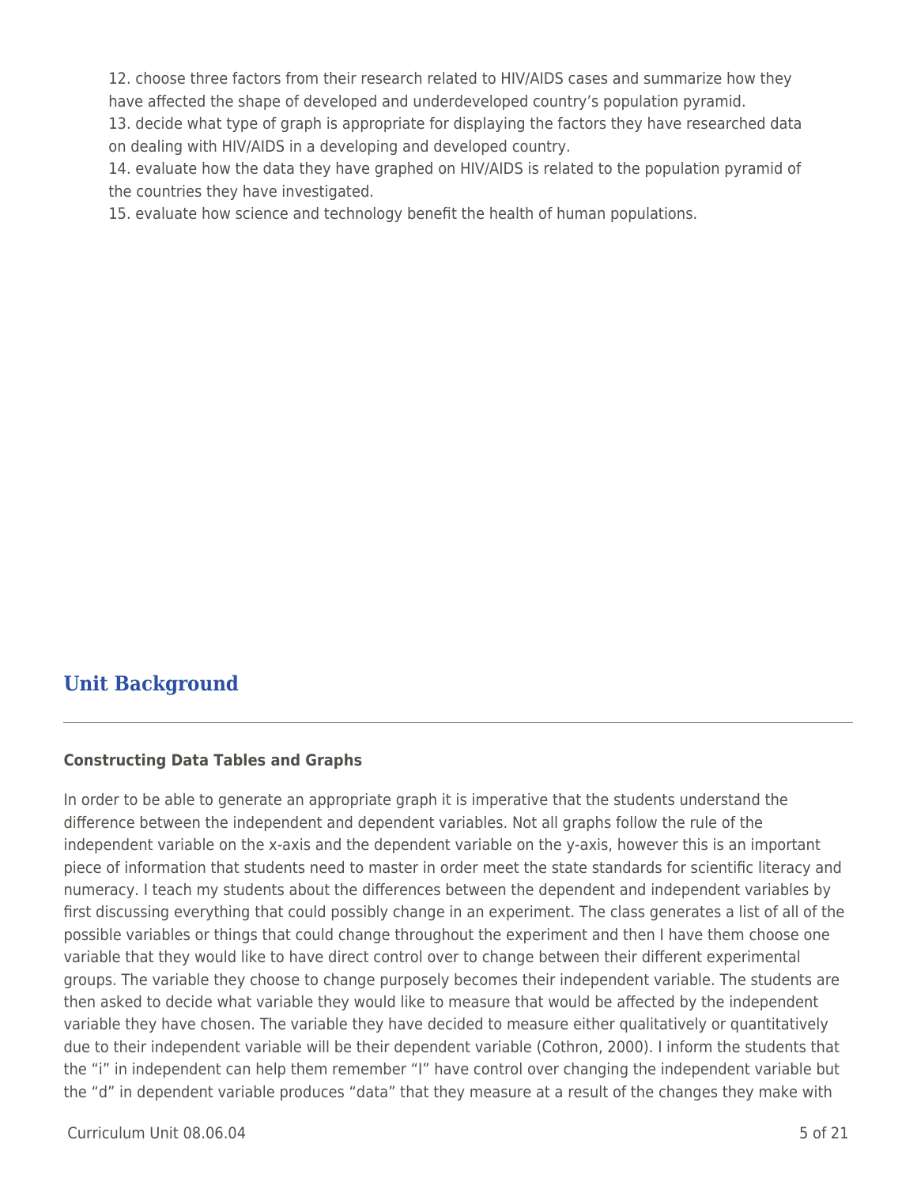12. choose three factors from their research related to HIV/AIDS cases and summarize how they have affected the shape of developed and underdeveloped country's population pyramid.
13. decide what type of graph is appropriate for displaying the factors they have researched data on dealing with HIV/AIDS in a developing and developed country.
14. evaluate how the data they have graphed on HIV/AIDS is related to the population pyramid of the countries they have investigated.
15. evaluate how science and technology benefit the health of human populations.

## Unit Background

**Constructing Data Tables and Graphs**

In order to be able to generate an appropriate graph it is imperative that the students understand the difference between the independent and dependent variables. Not all graphs follow the rule of the independent variable on the x-axis and the dependent variable on the y-axis, however this is an important piece of information that students need to master in order meet the state standards for scientific literacy and numeracy. I teach my students about the differences between the dependent and independent variables by first discussing everything that could possibly change in an experiment. The class generates a list of all of the possible variables or things that could change throughout the experiment and then I have them choose one variable that they would like to have direct control over to change between their different experimental groups. The variable they choose to change purposely becomes their independent variable. The students are then asked to decide what variable they would like to measure that would be affected by the independent variable they have chosen. The variable they have decided to measure either qualitatively or quantitatively due to their independent variable will be their dependent variable (Cothron, 2000). I inform the students that the "i" in independent can help them remember "I" have control over changing the independent variable but the "d" in dependent variable produces "data" that they measure at a result of the changes they make with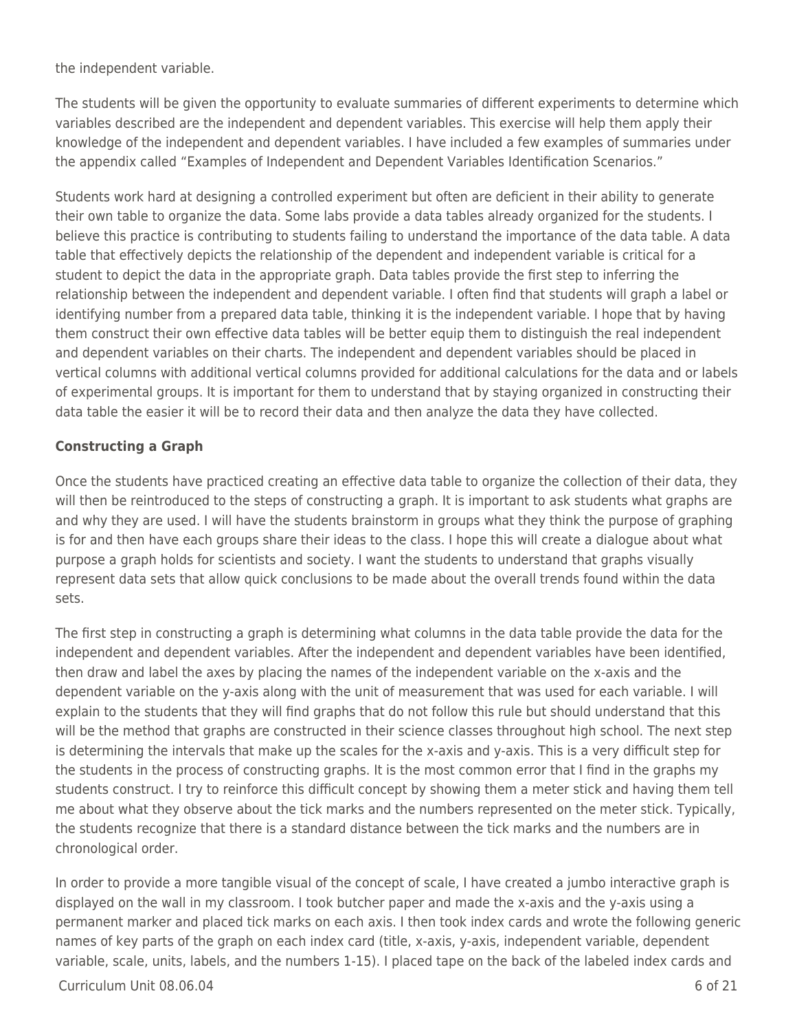the independent variable.

The students will be given the opportunity to evaluate summaries of different experiments to determine which variables described are the independent and dependent variables. This exercise will help them apply their knowledge of the independent and dependent variables. I have included a few examples of summaries under the appendix called "Examples of Independent and Dependent Variables Identification Scenarios."

Students work hard at designing a controlled experiment but often are deficient in their ability to generate their own table to organize the data. Some labs provide a data tables already organized for the students. I believe this practice is contributing to students failing to understand the importance of the data table. A data table that effectively depicts the relationship of the dependent and independent variable is critical for a student to depict the data in the appropriate graph. Data tables provide the first step to inferring the relationship between the independent and dependent variable. I often find that students will graph a label or identifying number from a prepared data table, thinking it is the independent variable. I hope that by having them construct their own effective data tables will be better equip them to distinguish the real independent and dependent variables on their charts. The independent and dependent variables should be placed in vertical columns with additional vertical columns provided for additional calculations for the data and or labels of experimental groups. It is important for them to understand that by staying organized in constructing their data table the easier it will be to record their data and then analyze the data they have collected.

**Constructing a Graph**

Once the students have practiced creating an effective data table to organize the collection of their data, they will then be reintroduced to the steps of constructing a graph. It is important to ask students what graphs are and why they are used. I will have the students brainstorm in groups what they think the purpose of graphing is for and then have each groups share their ideas to the class. I hope this will create a dialogue about what purpose a graph holds for scientists and society. I want the students to understand that graphs visually represent data sets that allow quick conclusions to be made about the overall trends found within the data sets.

The first step in constructing a graph is determining what columns in the data table provide the data for the independent and dependent variables. After the independent and dependent variables have been identified, then draw and label the axes by placing the names of the independent variable on the x-axis and the dependent variable on the y-axis along with the unit of measurement that was used for each variable. I will explain to the students that they will find graphs that do not follow this rule but should understand that this will be the method that graphs are constructed in their science classes throughout high school. The next step is determining the intervals that make up the scales for the x-axis and y-axis. This is a very difficult step for the students in the process of constructing graphs. It is the most common error that I find in the graphs my students construct. I try to reinforce this difficult concept by showing them a meter stick and having them tell me about what they observe about the tick marks and the numbers represented on the meter stick. Typically, the students recognize that there is a standard distance between the tick marks and the numbers are in chronological order.

In order to provide a more tangible visual of the concept of scale, I have created a jumbo interactive graph is displayed on the wall in my classroom. I took butcher paper and made the x-axis and the y-axis using a permanent marker and placed tick marks on each axis. I then took index cards and wrote the following generic names of key parts of the graph on each index card (title, x-axis, y-axis, independent variable, dependent variable, scale, units, labels, and the numbers 1-15). I placed tape on the back of the labeled index cards and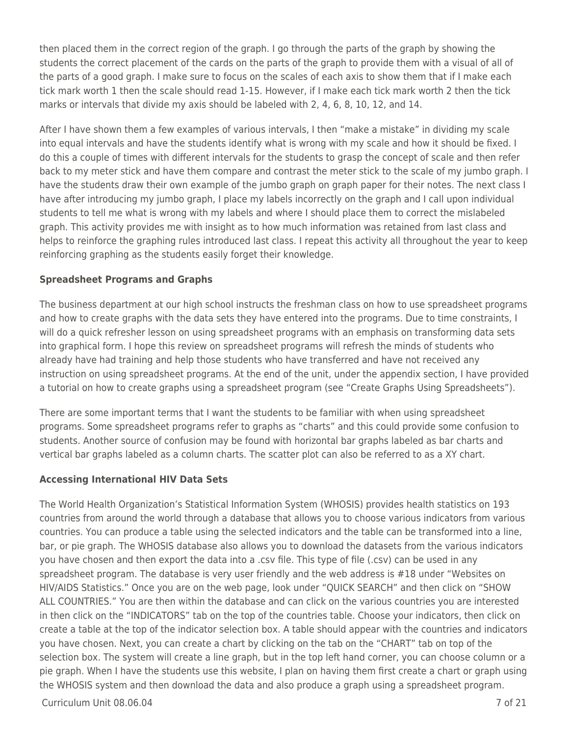then placed them in the correct region of the graph. I go through the parts of the graph by showing the students the correct placement of the cards on the parts of the graph to provide them with a visual of all of the parts of a good graph. I make sure to focus on the scales of each axis to show them that if I make each tick mark worth 1 then the scale should read 1-15. However, if I make each tick mark worth 2 then the tick marks or intervals that divide my axis should be labeled with 2, 4, 6, 8, 10, 12, and 14.

After I have shown them a few examples of various intervals, I then "make a mistake" in dividing my scale into equal intervals and have the students identify what is wrong with my scale and how it should be fixed. I do this a couple of times with different intervals for the students to grasp the concept of scale and then refer back to my meter stick and have them compare and contrast the meter stick to the scale of my jumbo graph. I have the students draw their own example of the jumbo graph on graph paper for their notes. The next class I have after introducing my jumbo graph, I place my labels incorrectly on the graph and I call upon individual students to tell me what is wrong with my labels and where I should place them to correct the mislabeled graph. This activity provides me with insight as to how much information was retained from last class and helps to reinforce the graphing rules introduced last class. I repeat this activity all throughout the year to keep reinforcing graphing as the students easily forget their knowledge.

**Spreadsheet Programs and Graphs**

The business department at our high school instructs the freshman class on how to use spreadsheet programs and how to create graphs with the data sets they have entered into the programs. Due to time constraints, I will do a quick refresher lesson on using spreadsheet programs with an emphasis on transforming data sets into graphical form. I hope this review on spreadsheet programs will refresh the minds of students who already have had training and help those students who have transferred and have not received any instruction on using spreadsheet programs. At the end of the unit, under the appendix section, I have provided a tutorial on how to create graphs using a spreadsheet program (see "Create Graphs Using Spreadsheets").

There are some important terms that I want the students to be familiar with when using spreadsheet programs. Some spreadsheet programs refer to graphs as "charts" and this could provide some confusion to students. Another source of confusion may be found with horizontal bar graphs labeled as bar charts and vertical bar graphs labeled as a column charts. The scatter plot can also be referred to as a XY chart.

**Accessing International HIV Data Sets**

The World Health Organization's Statistical Information System (WHOSIS) provides health statistics on 193 countries from around the world through a database that allows you to choose various indicators from various countries. You can produce a table using the selected indicators and the table can be transformed into a line, bar, or pie graph. The WHOSIS database also allows you to download the datasets from the various indicators you have chosen and then export the data into a .csv file. This type of file (.csv) can be used in any spreadsheet program. The database is very user friendly and the web address is #18 under "Websites on HIV/AIDS Statistics." Once you are on the web page, look under "QUICK SEARCH" and then click on "SHOW ALL COUNTRIES." You are then within the database and can click on the various countries you are interested in then click on the "INDICATORS" tab on the top of the countries table. Choose your indicators, then click on create a table at the top of the indicator selection box. A table should appear with the countries and indicators you have chosen. Next, you can create a chart by clicking on the tab on the "CHART" tab on top of the selection box. The system will create a line graph, but in the top left hand corner, you can choose column or a pie graph. When I have the students use this website, I plan on having them first create a chart or graph using the WHOSIS system and then download the data and also produce a graph using a spreadsheet program.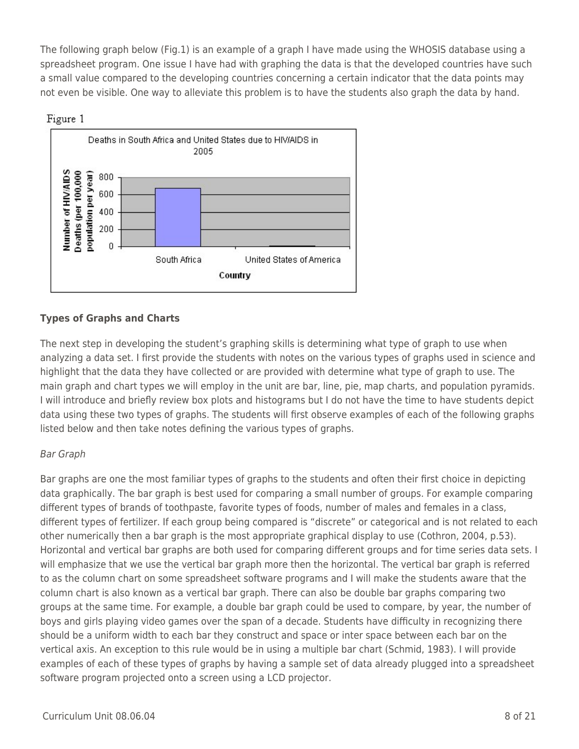The following graph below (Fig.1) is an example of a graph I have made using the WHOSIS database using a spreadsheet program. One issue I have had with graphing the data is that the developed countries have such a small value compared to the developing countries concerning a certain indicator that the data points may not even be visible. One way to alleviate this problem is to have the students also graph the data by hand.

Figure 1

### Types of Graphs and Charts

The next step in developing the student's graphing skills is determining what type of graph to use when analyzing a data set. I first provide the students with notes on the various types of graphs used in science and highlight that the data they have collected or are provided with determine what type of graph to use. The main graph and chart types we will employ in the unit are bar, line, pie, map charts, and population pyramids. I will introduce and briefly review box plots and histograms but I do not have the time to have students depict data using these two types of graphs. The students will first observe examples of each of the following graphs listed below and then take notes defining the various types of graphs.

*Bar Graph*

Bar graphs are one the most familiar types of graphs to the students and often their first choice in depicting data graphically. The bar graph is best used for comparing a small number of groups. For example comparing different types of brands of toothpaste, favorite types of foods, number of males and females in a class, different types of fertilizer. If each group being compared is "discrete" or categorical and is not related to each other numerically then a bar graph is the most appropriate graphical display to use (Cothron, 2004, p.53). Horizontal and vertical bar graphs are both used for comparing different groups and for time series data sets. I will emphasize that we use the vertical bar graph more then the horizontal. The vertical bar graph is referred to as the column chart on some spreadsheet software programs and I will make the students aware that the column chart is also known as a vertical bar graph. There can also be double bar graphs comparing two groups at the same time. For example, a double bar graph could be used to compare, by year, the number of boys and girls playing video games over the span of a decade. Students have difficulty in recognizing there should be a uniform width to each bar they construct and space or inter space between each bar on the vertical axis. An exception to this rule would be in using a multiple bar chart (Schmid, 1983). I will provide examples of each of these types of graphs by having a sample set of data already plugged into a spreadsheet software program projected onto a screen using a LCD projector.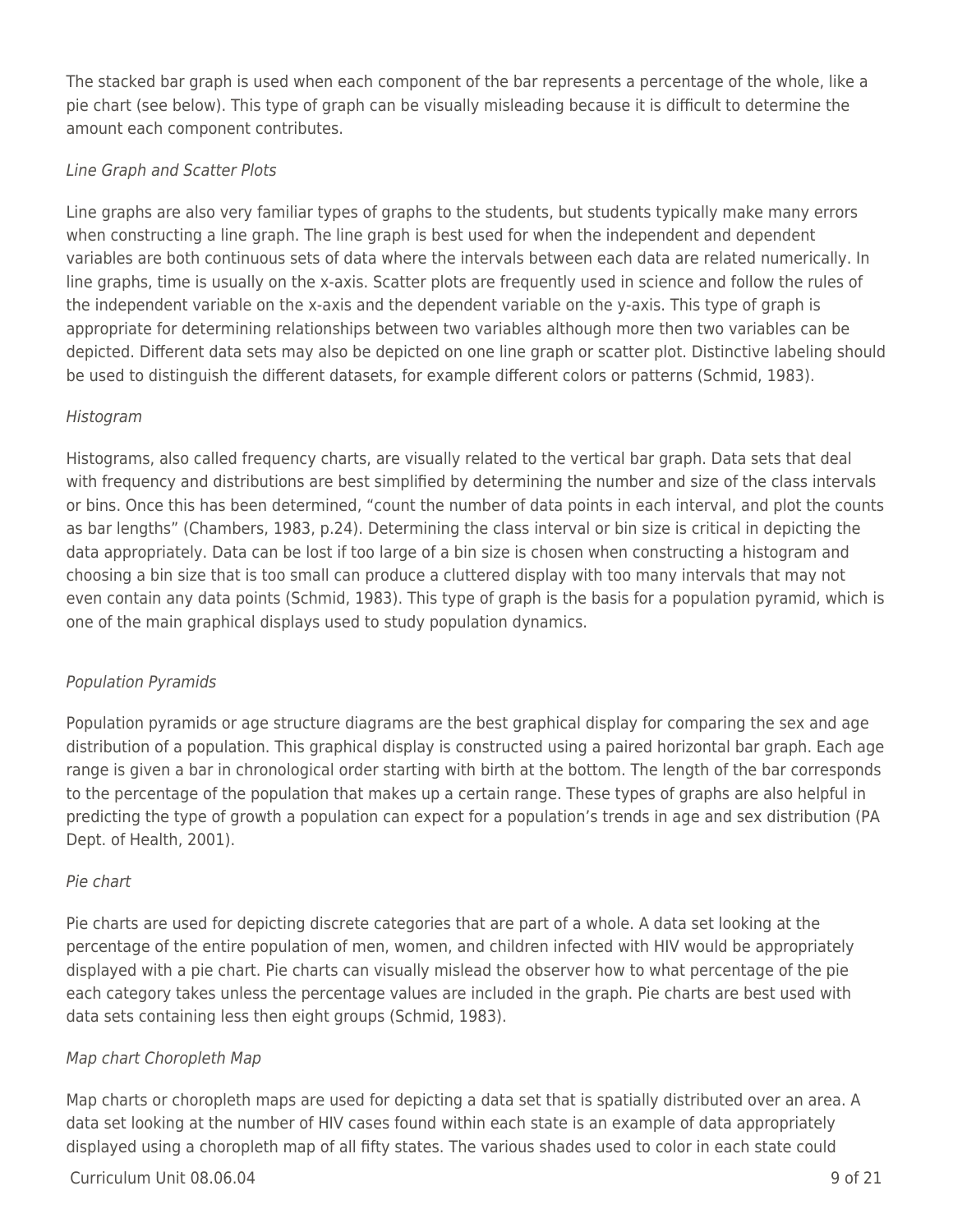The stacked bar graph is used when each component of the bar represents a percentage of the whole, like a pie chart (see below). This type of graph can be visually misleading because it is difficult to determine the amount each component contributes.

*Line Graph and Scatter Plots*

Line graphs are also very familiar types of graphs to the students, but students typically make many errors when constructing a line graph. The line graph is best used for when the independent and dependent variables are both continuous sets of data where the intervals between each data are related numerically. In line graphs, time is usually on the x-axis. Scatter plots are frequently used in science and follow the rules of the independent variable on the x-axis and the dependent variable on the y-axis. This type of graph is appropriate for determining relationships between two variables although more then two variables can be depicted. Different data sets may also be depicted on one line graph or scatter plot. Distinctive labeling should be used to distinguish the different datasets, for example different colors or patterns (Schmid, 1983).

*Histogram*

Histograms, also called frequency charts, are visually related to the vertical bar graph. Data sets that deal with frequency and distributions are best simplified by determining the number and size of the class intervals or bins. Once this has been determined, "count the number of data points in each interval, and plot the counts as bar lengths" (Chambers, 1983, p.24). Determining the class interval or bin size is critical in depicting the data appropriately. Data can be lost if too large of a bin size is chosen when constructing a histogram and choosing a bin size that is too small can produce a cluttered display with too many intervals that may not even contain any data points (Schmid, 1983). This type of graph is the basis for a population pyramid, which is one of the main graphical displays used to study population dynamics.

*Population Pyramids*

Population pyramids or age structure diagrams are the best graphical display for comparing the sex and age distribution of a population. This graphical display is constructed using a paired horizontal bar graph. Each age range is given a bar in chronological order starting with birth at the bottom. The length of the bar corresponds to the percentage of the population that makes up a certain range. These types of graphs are also helpful in predicting the type of growth a population can expect for a population's trends in age and sex distribution (PA Dept. of Health, 2001).

*Pie chart*

Pie charts are used for depicting discrete categories that are part of a whole. A data set looking at the percentage of the entire population of men, women, and children infected with HIV would be appropriately displayed with a pie chart. Pie charts can visually mislead the observer how to what percentage of the pie each category takes unless the percentage values are included in the graph. Pie charts are best used with data sets containing less then eight groups (Schmid, 1983).

*Map chart Choropleth Map*

Map charts or choropleth maps are used for depicting a data set that is spatially distributed over an area. A data set looking at the number of HIV cases found within each state is an example of data appropriately displayed using a choropleth map of all fifty states. The various shades used to color in each state could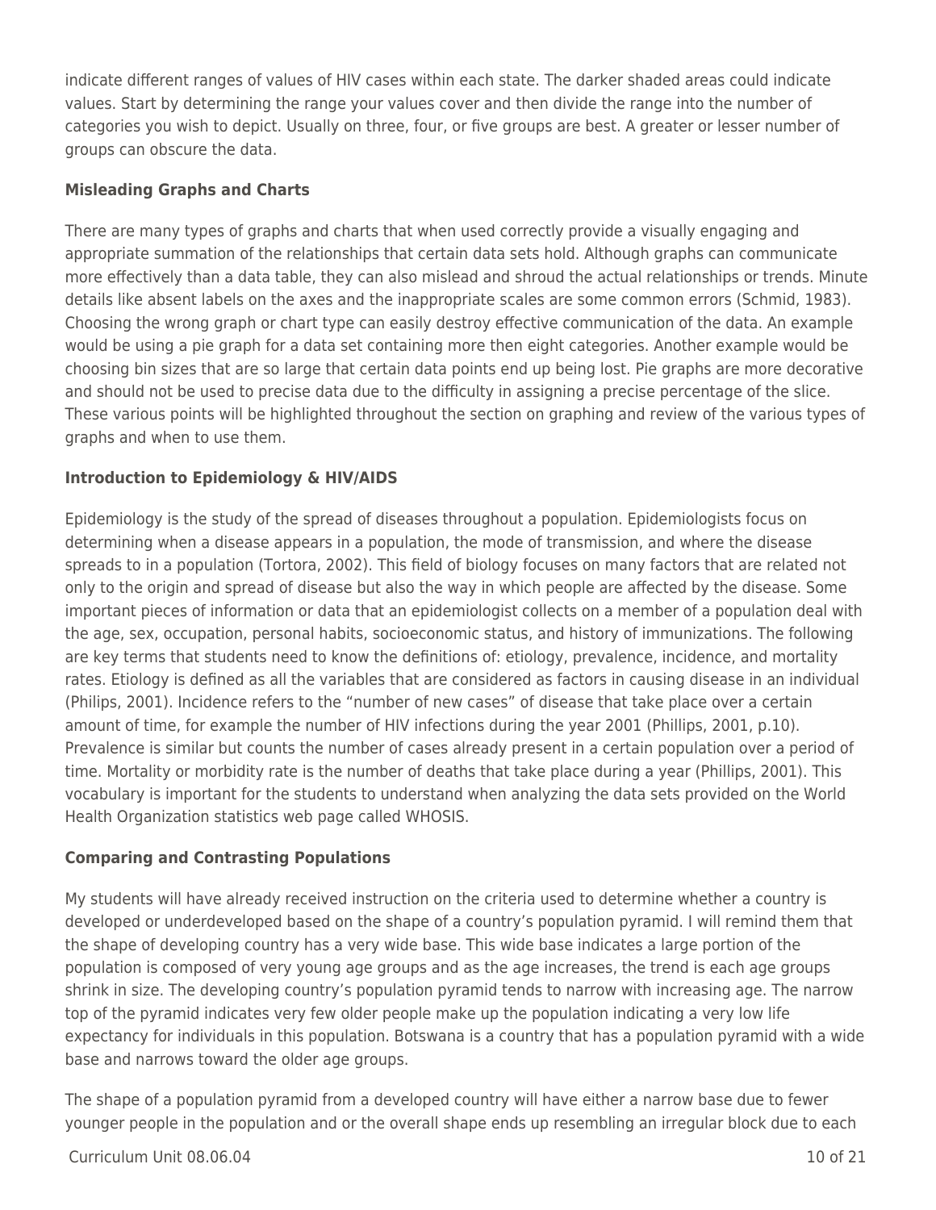indicate different ranges of values of HIV cases within each state. The darker shaded areas could indicate values. Start by determining the range your values cover and then divide the range into the number of categories you wish to depict. Usually on three, four, or five groups are best. A greater or lesser number of groups can obscure the data.

**Misleading Graphs and Charts**

There are many types of graphs and charts that when used correctly provide a visually engaging and appropriate summation of the relationships that certain data sets hold. Although graphs can communicate more effectively than a data table, they can also mislead and shroud the actual relationships or trends. Minute details like absent labels on the axes and the inappropriate scales are some common errors (Schmid, 1983). Choosing the wrong graph or chart type can easily destroy effective communication of the data. An example would be using a pie graph for a data set containing more then eight categories. Another example would be choosing bin sizes that are so large that certain data points end up being lost. Pie graphs are more decorative and should not be used to precise data due to the difficulty in assigning a precise percentage of the slice. These various points will be highlighted throughout the section on graphing and review of the various types of graphs and when to use them.

**Introduction to Epidemiology & HIV/AIDS**

Epidemiology is the study of the spread of diseases throughout a population. Epidemiologists focus on determining when a disease appears in a population, the mode of transmission, and where the disease spreads to in a population (Tortora, 2002). This field of biology focuses on many factors that are related not only to the origin and spread of disease but also the way in which people are affected by the disease. Some important pieces of information or data that an epidemiologist collects on a member of a population deal with the age, sex, occupation, personal habits, socioeconomic status, and history of immunizations. The following are key terms that students need to know the definitions of: etiology, prevalence, incidence, and mortality rates. Etiology is defined as all the variables that are considered as factors in causing disease in an individual (Philips, 2001). Incidence refers to the "number of new cases" of disease that take place over a certain amount of time, for example the number of HIV infections during the year 2001 (Phillips, 2001, p.10). Prevalence is similar but counts the number of cases already present in a certain population over a period of time. Mortality or morbidity rate is the number of deaths that take place during a year (Phillips, 2001). This vocabulary is important for the students to understand when analyzing the data sets provided on the World Health Organization statistics web page called WHOSIS.

**Comparing and Contrasting Populations**

My students will have already received instruction on the criteria used to determine whether a country is developed or underdeveloped based on the shape of a country's population pyramid. I will remind them that the shape of developing country has a very wide base. This wide base indicates a large portion of the population is composed of very young age groups and as the age increases, the trend is each age groups shrink in size. The developing country's population pyramid tends to narrow with increasing age. The narrow top of the pyramid indicates very few older people make up the population indicating a very low life expectancy for individuals in this population. Botswana is a country that has a population pyramid with a wide base and narrows toward the older age groups.

The shape of a population pyramid from a developed country will have either a narrow base due to fewer younger people in the population and or the overall shape ends up resembling an irregular block due to each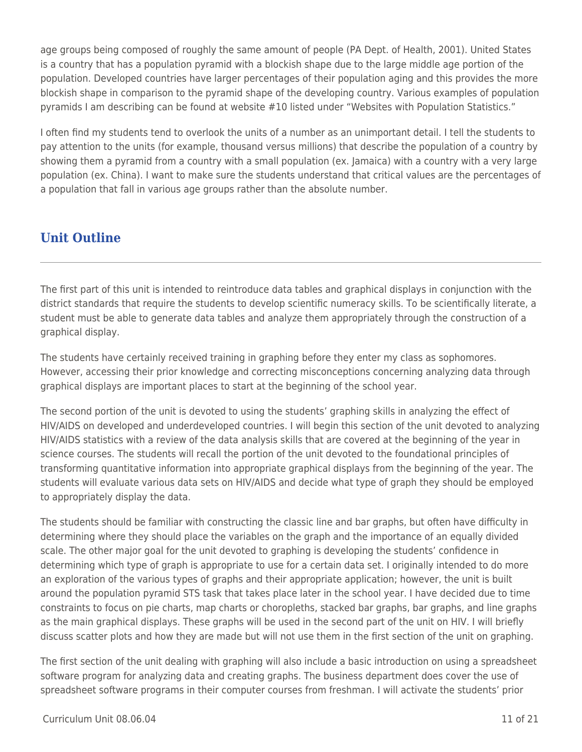age groups being composed of roughly the same amount of people (PA Dept. of Health, 2001). United States is a country that has a population pyramid with a blockish shape due to the large middle age portion of the population. Developed countries have larger percentages of their population aging and this provides the more blockish shape in comparison to the pyramid shape of the developing country. Various examples of population pyramids I am describing can be found at website #10 listed under "Websites with Population Statistics."

I often find my students tend to overlook the units of a number as an unimportant detail. I tell the students to pay attention to the units (for example, thousand versus millions) that describe the population of a country by showing them a pyramid from a country with a small population (ex. Jamaica) with a country with a very large population (ex. China). I want to make sure the students understand that critical values are the percentages of a population that fall in various age groups rather than the absolute number.

## Unit Outline

The first part of this unit is intended to reintroduce data tables and graphical displays in conjunction with the district standards that require the students to develop scientific numeracy skills. To be scientifically literate, a student must be able to generate data tables and analyze them appropriately through the construction of a graphical display.

The students have certainly received training in graphing before they enter my class as sophomores. However, accessing their prior knowledge and correcting misconceptions concerning analyzing data through graphical displays are important places to start at the beginning of the school year.

The second portion of the unit is devoted to using the students' graphing skills in analyzing the effect of HIV/AIDS on developed and underdeveloped countries. I will begin this section of the unit devoted to analyzing HIV/AIDS statistics with a review of the data analysis skills that are covered at the beginning of the year in science courses. The students will recall the portion of the unit devoted to the foundational principles of transforming quantitative information into appropriate graphical displays from the beginning of the year. The students will evaluate various data sets on HIV/AIDS and decide what type of graph they should be employed to appropriately display the data.

The students should be familiar with constructing the classic line and bar graphs, but often have difficulty in determining where they should place the variables on the graph and the importance of an equally divided scale. The other major goal for the unit devoted to graphing is developing the students' confidence in determining which type of graph is appropriate to use for a certain data set. I originally intended to do more an exploration of the various types of graphs and their appropriate application; however, the unit is built around the population pyramid STS task that takes place later in the school year. I have decided due to time constraints to focus on pie charts, map charts or choropleths, stacked bar graphs, bar graphs, and line graphs as the main graphical displays. These graphs will be used in the second part of the unit on HIV. I will briefly discuss scatter plots and how they are made but will not use them in the first section of the unit on graphing.

The first section of the unit dealing with graphing will also include a basic introduction on using a spreadsheet software program for analyzing data and creating graphs. The business department does cover the use of spreadsheet software programs in their computer courses from freshman. I will activate the students' prior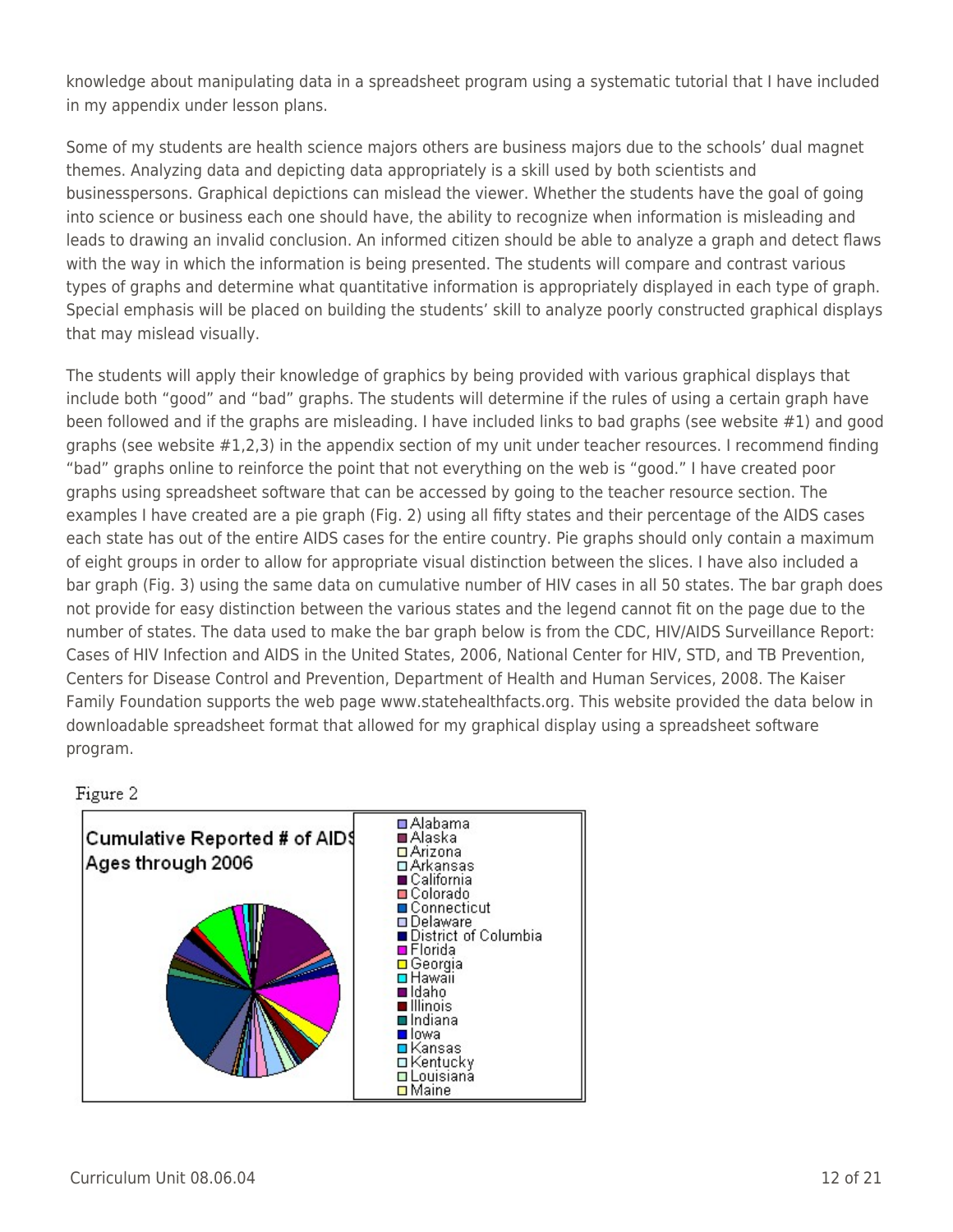knowledge about manipulating data in a spreadsheet program using a systematic tutorial that I have included in my appendix under lesson plans.

Some of my students are health science majors others are business majors due to the schools' dual magnet themes. Analyzing data and depicting data appropriately is a skill used by both scientists and businesspersons. Graphical depictions can mislead the viewer. Whether the students have the goal of going into science or business each one should have, the ability to recognize when information is misleading and leads to drawing an invalid conclusion. An informed citizen should be able to analyze a graph and detect flaws with the way in which the information is being presented. The students will compare and contrast various types of graphs and determine what quantitative information is appropriately displayed in each type of graph. Special emphasis will be placed on building the students' skill to analyze poorly constructed graphical displays that may mislead visually.

The students will apply their knowledge of graphics by being provided with various graphical displays that include both "good" and "bad" graphs. The students will determine if the rules of using a certain graph have been followed and if the graphs are misleading. I have included links to bad graphs (see website #1) and good graphs (see website #1,2,3) in the appendix section of my unit under teacher resources. I recommend finding "bad" graphs online to reinforce the point that not everything on the web is "good." I have created poor graphs using spreadsheet software that can be accessed by going to the teacher resource section. The examples I have created are a pie graph (Fig. 2) using all fifty states and their percentage of the AIDS cases each state has out of the entire AIDS cases for the entire country. Pie graphs should only contain a maximum of eight groups in order to allow for appropriate visual distinction between the slices. I have also included a bar graph (Fig. 3) using the same data on cumulative number of HIV cases in all 50 states. The bar graph does not provide for easy distinction between the various states and the legend cannot fit on the page due to the number of states. The data used to make the bar graph below is from the CDC, HIV/AIDS Surveillance Report: Cases of HIV Infection and AIDS in the United States, 2006, National Center for HIV, STD, and TB Prevention, Centers for Disease Control and Prevention, Department of Health and Human Services, 2008. The Kaiser Family Foundation supports the web page www.statehealthfacts.org. This website provided the data below in downloadable spreadsheet format that allowed for my graphical display using a spreadsheet software program.

Figure 2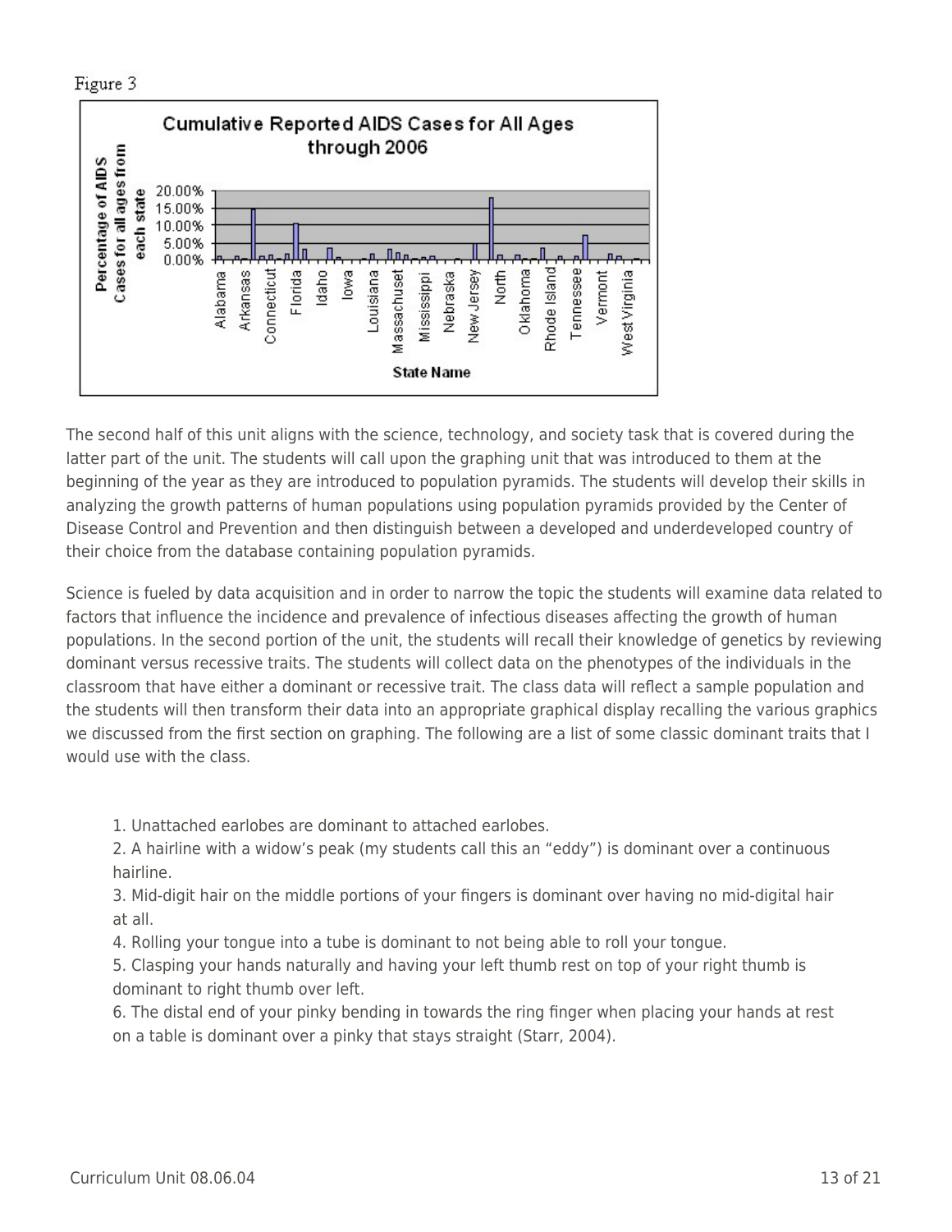Figure 3

The second half of this unit aligns with the science, technology, and society task that is covered during the latter part of the unit. The students will call upon the graphing unit that was introduced to them at the beginning of the year as they are introduced to population pyramids. The students will develop their skills in analyzing the growth patterns of human populations using population pyramids provided by the Center of Disease Control and Prevention and then distinguish between a developed and underdeveloped country of their choice from the database containing population pyramids.

Science is fueled by data acquisition and in order to narrow the topic the students will examine data related to factors that influence the incidence and prevalence of infectious diseases affecting the growth of human populations. In the second portion of the unit, the students will recall their knowledge of genetics by reviewing dominant versus recessive traits. The students will collect data on the phenotypes of the individuals in the classroom that have either a dominant or recessive trait. The class data will reflect a sample population and the students will then transform their data into an appropriate graphical display recalling the various graphics we discussed from the first section on graphing. The following are a list of some classic dominant traits that I would use with the class.

1. Unattached earlobes are dominant to attached earlobes.
2. A hairline with a widow's peak (my students call this an "eddy") is dominant over a continuous hairline.
3. Mid-digit hair on the middle portions of your fingers is dominant over having no mid-digital hair at all.
4. Rolling your tongue into a tube is dominant to not being able to roll your tongue.
5. Clasping your hands naturally and having your left thumb rest on top of your right thumb is dominant to right thumb over left.
6. The distal end of your pinky bending in towards the ring finger when placing your hands at rest on a table is dominant over a pinky that stays straight (Starr, 2004).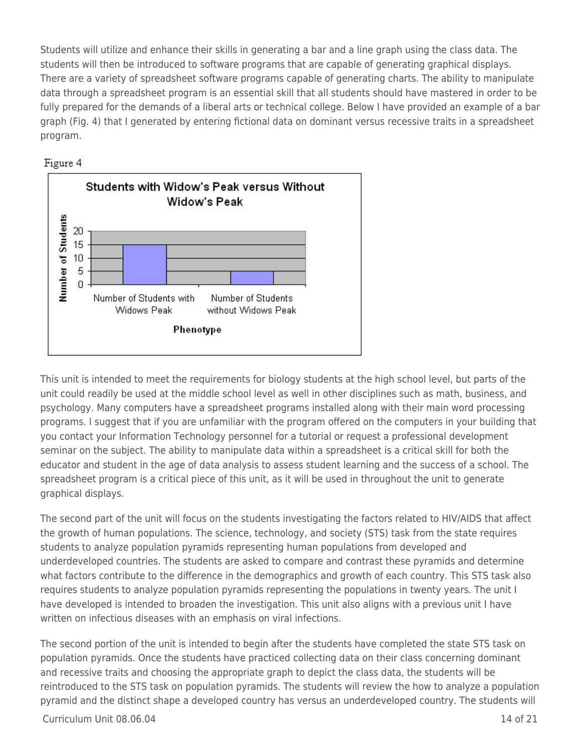Students will utilize and enhance their skills in generating a bar and a line graph using the class data. The students will then be introduced to software programs that are capable of generating graphical displays. There are a variety of spreadsheet software programs capable of generating charts. The ability to manipulate data through a spreadsheet program is an essential skill that all students should have mastered in order to be fully prepared for the demands of a liberal arts or technical college. Below I have provided an example of a bar graph (Fig. 4) that I generated by entering fictional data on dominant versus recessive traits in a spreadsheet program.

Figure 4

**Students with Widow's Peak versus Without Widow's Peak**

This unit is intended to meet the requirements for biology students at the high school level, but parts of the unit could readily be used at the middle school level as well in other disciplines such as math, business, and psychology. Many computers have a spreadsheet programs installed along with their main word processing programs. I suggest that if you are unfamiliar with the program offered on the computers in your building that you contact your Information Technology personnel for a tutorial or request a professional development seminar on the subject. The ability to manipulate data within a spreadsheet is a critical skill for both the educator and student in the age of data analysis to assess student learning and the success of a school. The spreadsheet program is a critical piece of this unit, as it will be used in throughout the unit to generate graphical displays.

The second part of the unit will focus on the students investigating the factors related to HIV/AIDS that affect the growth of human populations. The science, technology, and society (STS) task from the state requires students to analyze population pyramids representing human populations from developed and underdeveloped countries. The students are asked to compare and contrast these pyramids and determine what factors contribute to the difference in the demographics and growth of each country. This STS task also requires students to analyze population pyramids representing the populations in twenty years. The unit I have developed is intended to broaden the investigation. This unit also aligns with a previous unit I have written on infectious diseases with an emphasis on viral infections.

The second portion of the unit is intended to begin after the students have completed the state STS task on population pyramids. Once the students have practiced collecting data on their class concerning dominant and recessive traits and choosing the appropriate graph to depict the class data, the students will be reintroduced to the STS task on population pyramids. The students will review the how to analyze a population pyramid and the distinct shape a developed country has versus an underdeveloped country. The students will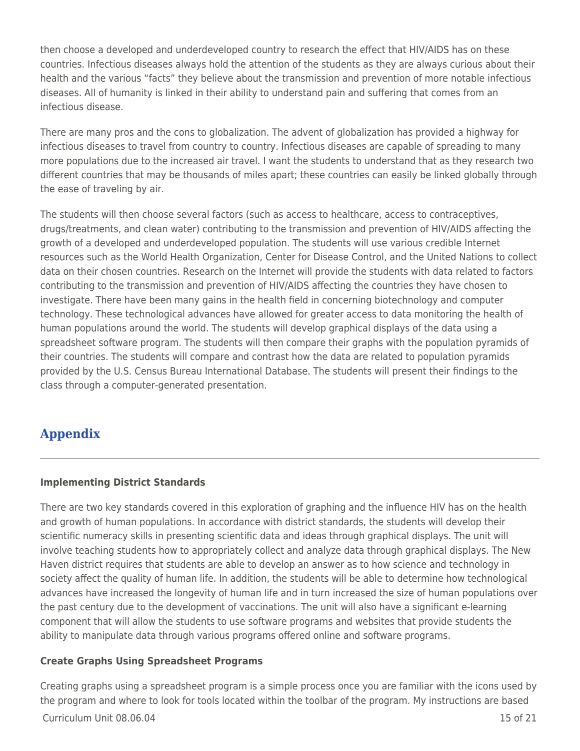then choose a developed and underdeveloped country to research the effect that HIV/AIDS has on these countries. Infectious diseases always hold the attention of the students as they are always curious about their health and the various "facts" they believe about the transmission and prevention of more notable infectious diseases. All of humanity is linked in their ability to understand pain and suffering that comes from an infectious disease.

There are many pros and the cons to globalization. The advent of globalization has provided a highway for infectious diseases to travel from country to country. Infectious diseases are capable of spreading to many more populations due to the increased air travel. I want the students to understand that as they research two different countries that may be thousands of miles apart; these countries can easily be linked globally through the ease of traveling by air.

The students will then choose several factors (such as access to healthcare, access to contraceptives, drugs/treatments, and clean water) contributing to the transmission and prevention of HIV/AIDS affecting the growth of a developed and underdeveloped population. The students will use various credible Internet resources such as the World Health Organization, Center for Disease Control, and the United Nations to collect data on their chosen countries. Research on the Internet will provide the students with data related to factors contributing to the transmission and prevention of HIV/AIDS affecting the countries they have chosen to investigate. There have been many gains in the health field in concerning biotechnology and computer technology. These technological advances have allowed for greater access to data monitoring the health of human populations around the world. The students will develop graphical displays of the data using a spreadsheet software program. The students will then compare their graphs with the population pyramids of their countries. The students will compare and contrast how the data are related to population pyramids provided by the U.S. Census Bureau International Database. The students will present their findings to the class through a computer-generated presentation.

## Appendix

**Implementing District Standards**

There are two key standards covered in this exploration of graphing and the influence HIV has on the health and growth of human populations. In accordance with district standards, the students will develop their scientific numeracy skills in presenting scientific data and ideas through graphical displays. The unit will involve teaching students how to appropriately collect and analyze data through graphical displays. The New Haven district requires that students are able to develop an answer as to how science and technology in society affect the quality of human life. In addition, the students will be able to determine how technological advances have increased the longevity of human life and in turn increased the size of human populations over the past century due to the development of vaccinations. The unit will also have a significant e-learning component that will allow the students to use software programs and websites that provide students the ability to manipulate data through various programs offered online and software programs.

**Create Graphs Using Spreadsheet Programs**

Creating graphs using a spreadsheet program is a simple process once you are familiar with the icons used by the program and where to look for tools located within the toolbar of the program. My instructions are based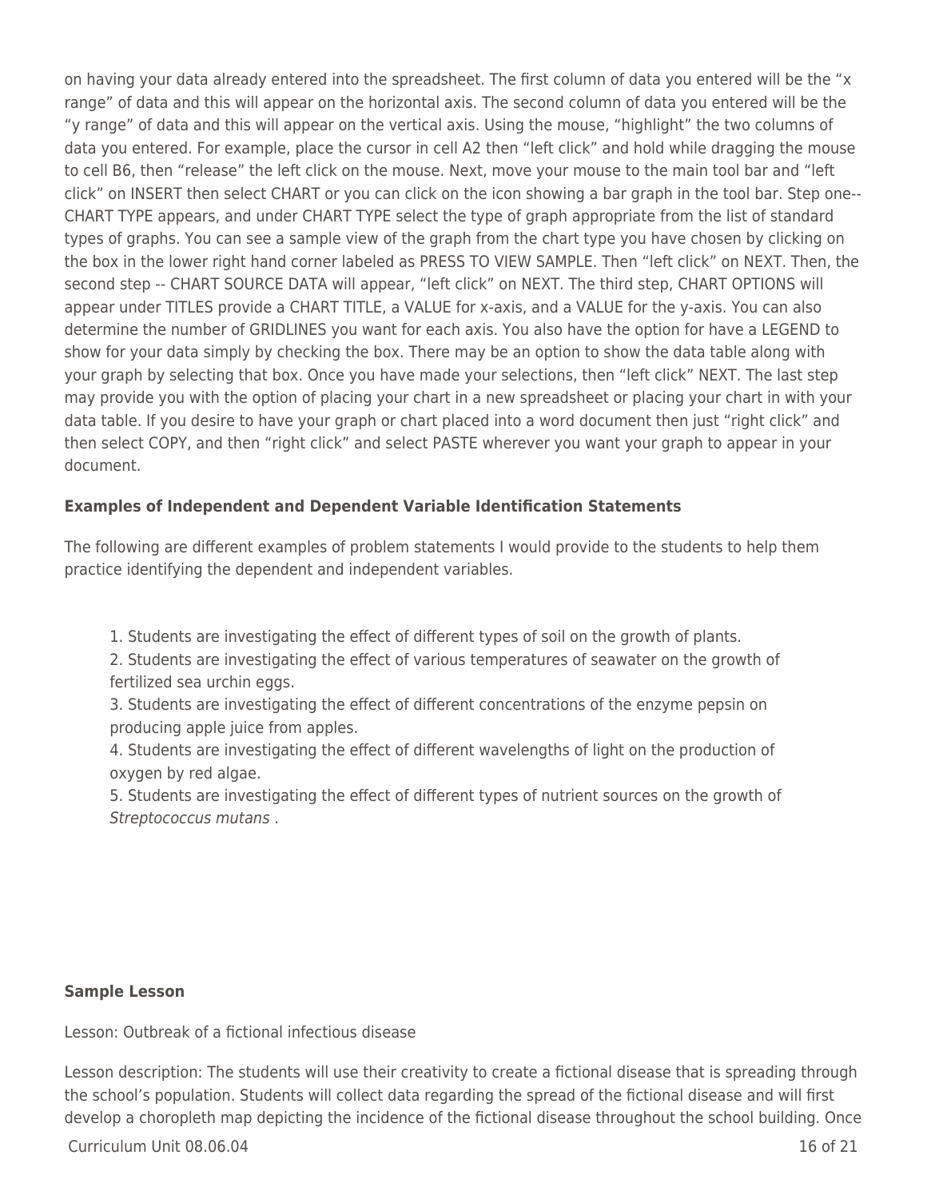on having your data already entered into the spreadsheet. The first column of data you entered will be the "x range" of data and this will appear on the horizontal axis. The second column of data you entered will be the "y range" of data and this will appear on the vertical axis. Using the mouse, "highlight" the two columns of data you entered. For example, place the cursor in cell A2 then "left click" and hold while dragging the mouse to cell B6, then "release" the left click on the mouse. Next, move your mouse to the main tool bar and "left click" on INSERT then select CHART or you can click on the icon showing a bar graph in the tool bar. Step one-- CHART TYPE appears, and under CHART TYPE select the type of graph appropriate from the list of standard types of graphs. You can see a sample view of the graph from the chart type you have chosen by clicking on the box in the lower right hand corner labeled as PRESS TO VIEW SAMPLE. Then "left click" on NEXT. Then, the second step -- CHART SOURCE DATA will appear, "left click" on NEXT. The third step, CHART OPTIONS will appear under TITLES provide a CHART TITLE, a VALUE for x-axis, and a VALUE for the y-axis. You can also determine the number of GRIDLINES you want for each axis. You also have the option for have a LEGEND to show for your data simply by checking the box. There may be an option to show the data table along with your graph by selecting that box. Once you have made your selections, then "left click" NEXT. The last step may provide you with the option of placing your chart in a new spreadsheet or placing your chart in with your data table. If you desire to have your graph or chart placed into a word document then just "right click" and then select COPY, and then "right click" and select PASTE wherever you want your graph to appear in your document.

**Examples of Independent and Dependent Variable Identification Statements**

The following are different examples of problem statements I would provide to the students to help them practice identifying the dependent and independent variables.

1. Students are investigating the effect of different types of soil on the growth of plants.
2. Students are investigating the effect of various temperatures of seawater on the growth of fertilized sea urchin eggs.
3. Students are investigating the effect of different concentrations of the enzyme pepsin on producing apple juice from apples.
4. Students are investigating the effect of different wavelengths of light on the production of oxygen by red algae.
5. Students are investigating the effect of different types of nutrient sources on the growth of *Streptococcus mutans* .

**Sample Lesson**

Lesson: Outbreak of a fictional infectious disease

Lesson description: The students will use their creativity to create a fictional disease that is spreading through the school's population. Students will collect data regarding the spread of the fictional disease and will first develop a choropleth map depicting the incidence of the fictional disease throughout the school building. Once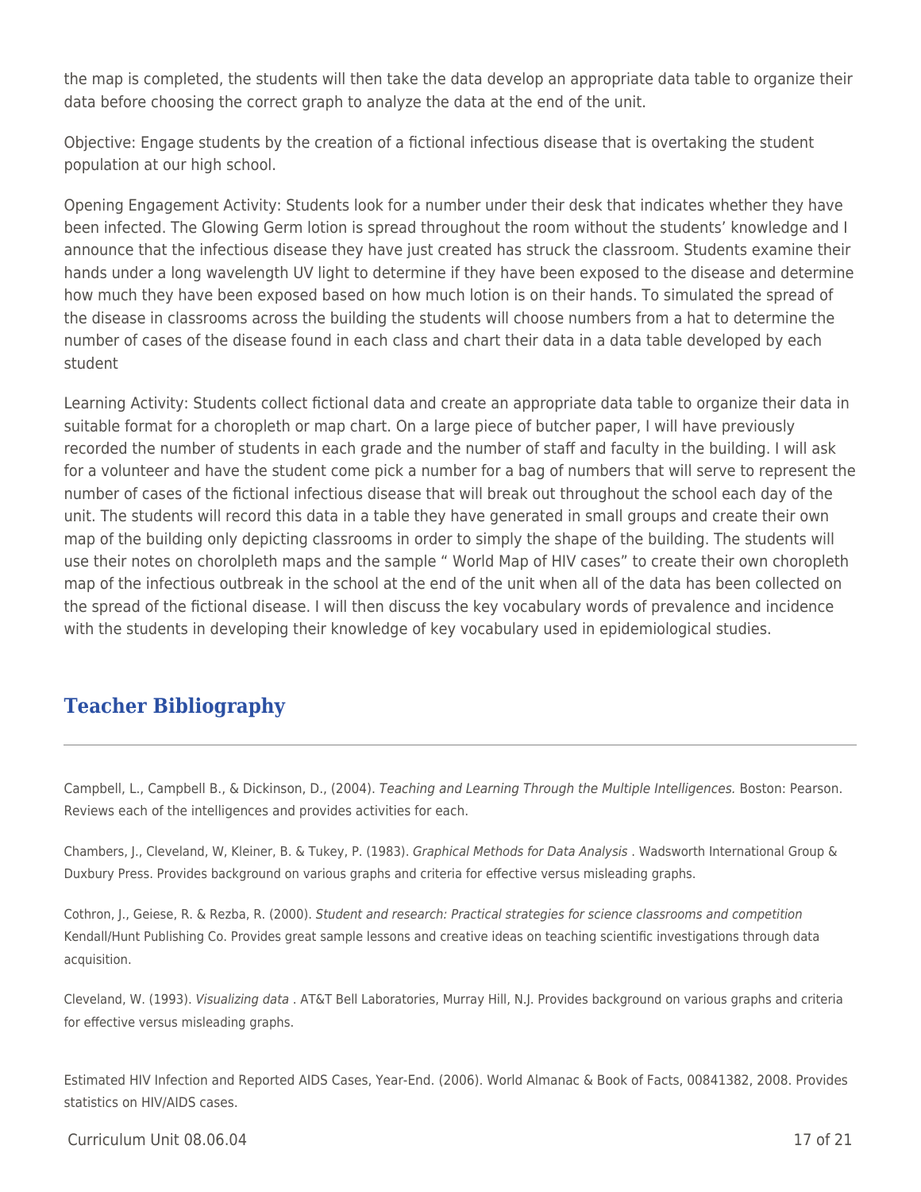the map is completed, the students will then take the data develop an appropriate data table to organize their data before choosing the correct graph to analyze the data at the end of the unit.

Objective: Engage students by the creation of a fictional infectious disease that is overtaking the student population at our high school.

Opening Engagement Activity: Students look for a number under their desk that indicates whether they have been infected. The Glowing Germ lotion is spread throughout the room without the students' knowledge and I announce that the infectious disease they have just created has struck the classroom. Students examine their hands under a long wavelength UV light to determine if they have been exposed to the disease and determine how much they have been exposed based on how much lotion is on their hands. To simulated the spread of the disease in classrooms across the building the students will choose numbers from a hat to determine the number of cases of the disease found in each class and chart their data in a data table developed by each student

Learning Activity: Students collect fictional data and create an appropriate data table to organize their data in suitable format for a choropleth or map chart. On a large piece of butcher paper, I will have previously recorded the number of students in each grade and the number of staff and faculty in the building. I will ask for a volunteer and have the student come pick a number for a bag of numbers that will serve to represent the number of cases of the fictional infectious disease that will break out throughout the school each day of the unit. The students will record this data in a table they have generated in small groups and create their own map of the building only depicting classrooms in order to simply the shape of the building. The students will use their notes on chorolpleth maps and the sample " World Map of HIV cases" to create their own choropleth map of the infectious outbreak in the school at the end of the unit when all of the data has been collected on the spread of the fictional disease. I will then discuss the key vocabulary words of prevalence and incidence with the students in developing their knowledge of key vocabulary used in epidemiological studies.

## Teacher Bibliography

Campbell, L., Campbell B., & Dickinson, D., (2004). *Teaching and Learning Through the Multiple Intelligences.* Boston: Pearson. Reviews each of the intelligences and provides activities for each.

Chambers, J., Cleveland, W, Kleiner, B. & Tukey, P. (1983). *Graphical Methods for Data Analysis* . Wadsworth International Group & Duxbury Press. Provides background on various graphs and criteria for effective versus misleading graphs.

Cothron, J., Geiese, R. & Rezba, R. (2000). *Student and research: Practical strategies for science classrooms and competition* Kendall/Hunt Publishing Co. Provides great sample lessons and creative ideas on teaching scientific investigations through data acquisition.

Cleveland, W. (1993). *Visualizing data* . AT&T Bell Laboratories, Murray Hill, N.J. Provides background on various graphs and criteria for effective versus misleading graphs.

Estimated HIV Infection and Reported AIDS Cases, Year-End. (2006). World Almanac & Book of Facts, 00841382, 2008. Provides statistics on HIV/AIDS cases.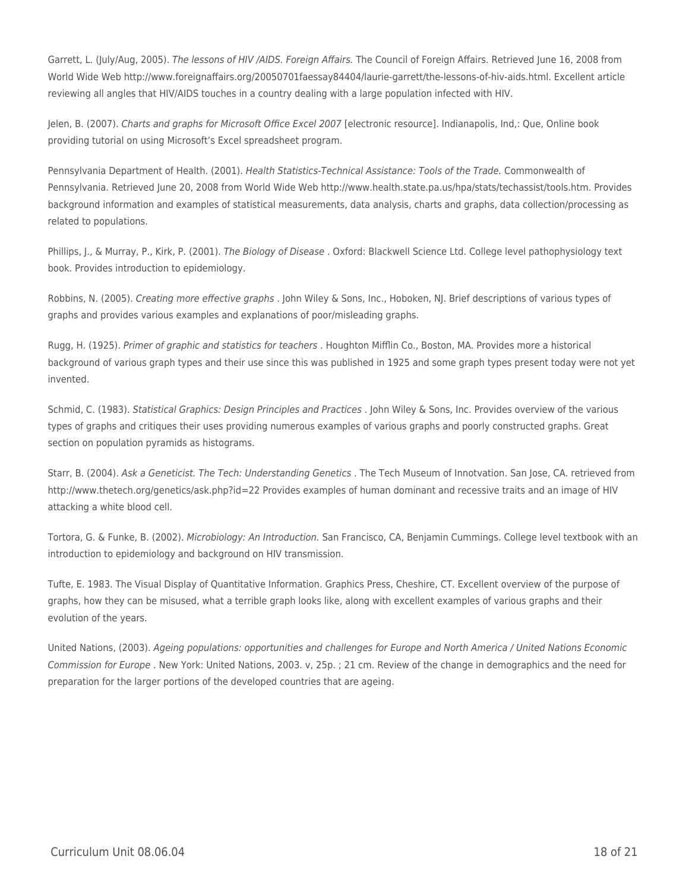Garrett, L. (July/Aug, 2005). *The lessons of HIV /AIDS. Foreign Affairs.* The Council of Foreign Affairs. Retrieved June 16, 2008 from World Wide Web http://www.foreignaffairs.org/20050701faessay84404/laurie-garrett/the-lessons-of-hiv-aids.html. Excellent article reviewing all angles that HIV/AIDS touches in a country dealing with a large population infected with HIV.

Jelen, B. (2007). *Charts and graphs for Microsoft Office Excel 2007* [electronic resource]. Indianapolis, Ind,: Que, Online book providing tutorial on using Microsoft's Excel spreadsheet program.

Pennsylvania Department of Health. (2001). *Health Statistics-Technical Assistance: Tools of the Trade.* Commonwealth of Pennsylvania. Retrieved June 20, 2008 from World Wide Web http://www.health.state.pa.us/hpa/stats/techassist/tools.htm. Provides background information and examples of statistical measurements, data analysis, charts and graphs, data collection/processing as related to populations.

Phillips, J., & Murray, P., Kirk, P. (2001). *The Biology of Disease* . Oxford: Blackwell Science Ltd. College level pathophysiology text book. Provides introduction to epidemiology.

Robbins, N. (2005). *Creating more effective graphs* . John Wiley & Sons, Inc., Hoboken, NJ. Brief descriptions of various types of graphs and provides various examples and explanations of poor/misleading graphs.

Rugg, H. (1925). *Primer of graphic and statistics for teachers* . Houghton Mifflin Co., Boston, MA. Provides more a historical background of various graph types and their use since this was published in 1925 and some graph types present today were not yet invented.

Schmid, C. (1983). *Statistical Graphics: Design Principles and Practices* . John Wiley & Sons, Inc. Provides overview of the various types of graphs and critiques their uses providing numerous examples of various graphs and poorly constructed graphs. Great section on population pyramids as histograms.

Starr, B. (2004). *Ask a Geneticist. The Tech: Understanding Genetics* . The Tech Museum of Innotvation. San Jose, CA. retrieved from http://www.thetech.org/genetics/ask.php?id=22 Provides examples of human dominant and recessive traits and an image of HIV attacking a white blood cell.

Tortora, G. & Funke, B. (2002). *Microbiology: An Introduction.* San Francisco, CA, Benjamin Cummings. College level textbook with an introduction to epidemiology and background on HIV transmission.

Tufte, E. 1983. The Visual Display of Quantitative Information. Graphics Press, Cheshire, CT. Excellent overview of the purpose of graphs, how they can be misused, what a terrible graph looks like, along with excellent examples of various graphs and their evolution of the years.

United Nations, (2003). *Ageing populations: opportunities and challenges for Europe and North America / United Nations Economic Commission for Europe* . New York: United Nations, 2003. v, 25p. ; 21 cm. Review of the change in demographics and the need for preparation for the larger portions of the developed countries that are ageing.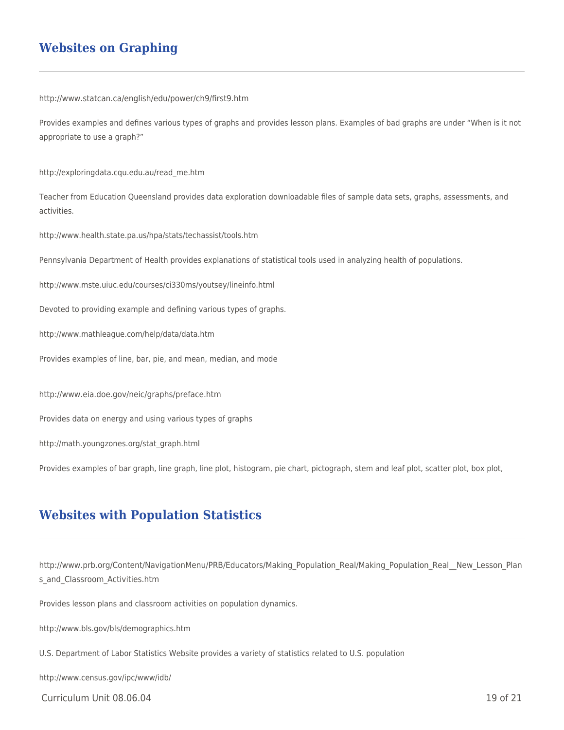## Websites on Graphing

http://www.statcan.ca/english/edu/power/ch9/first9.htm

Provides examples and defines various types of graphs and provides lesson plans. Examples of bad graphs are under “When is it not appropriate to use a graph?”

http://exploringdata.cqu.edu.au/read_me.htm

Teacher from Education Queensland provides data exploration downloadable files of sample data sets, graphs, assessments, and activities.

http://www.health.state.pa.us/hpa/stats/techassist/tools.htm

Pennsylvania Department of Health provides explanations of statistical tools used in analyzing health of populations.

http://www.mste.uiuc.edu/courses/ci330ms/youtsey/lineinfo.html

Devoted to providing example and defining various types of graphs.

http://www.mathleague.com/help/data/data.htm

Provides examples of line, bar, pie, and mean, median, and mode

http://www.eia.doe.gov/neic/graphs/preface.htm

Provides data on energy and using various types of graphs

http://math.youngzones.org/stat_graph.html

Provides examples of bar graph, line graph, line plot, histogram, pie chart, pictograph, stem and leaf plot, scatter plot, box plot,

## Websites with Population Statistics

http://www.prb.org/Content/NavigationMenu/PRB/Educators/Making_Population_Real/Making_Population_Real__New_Lesson_Plans_and_Classroom_Activities.htm

Provides lesson plans and classroom activities on population dynamics.

http://www.bls.gov/bls/demographics.htm

U.S. Department of Labor Statistics Website provides a variety of statistics related to U.S. population

http://www.census.gov/ipc/www/idb/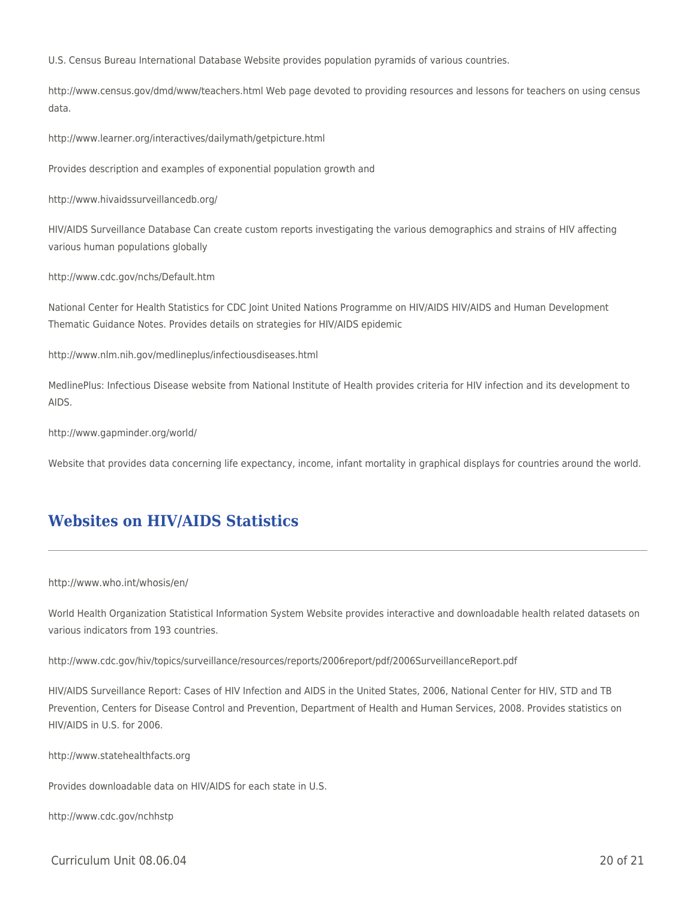U.S. Census Bureau International Database Website provides population pyramids of various countries.

http://www.census.gov/dmd/www/teachers.html Web page devoted to providing resources and lessons for teachers on using census data.

http://www.learner.org/interactives/dailymath/getpicture.html

Provides description and examples of exponential population growth and

http://www.hivaidssurveillancedb.org/

HIV/AIDS Surveillance Database Can create custom reports investigating the various demographics and strains of HIV affecting various human populations globally

http://www.cdc.gov/nchs/Default.htm

National Center for Health Statistics for CDC Joint United Nations Programme on HIV/AIDS HIV/AIDS and Human Development Thematic Guidance Notes. Provides details on strategies for HIV/AIDS epidemic

http://www.nlm.nih.gov/medlineplus/infectiousdiseases.html

MedlinePlus: Infectious Disease website from National Institute of Health provides criteria for HIV infection and its development to AIDS.

http://www.gapminder.org/world/

Website that provides data concerning life expectancy, income, infant mortality in graphical displays for countries around the world.

## Websites on HIV/AIDS Statistics

http://www.who.int/whosis/en/

World Health Organization Statistical Information System Website provides interactive and downloadable health related datasets on various indicators from 193 countries.

http://www.cdc.gov/hiv/topics/surveillance/resources/reports/2006report/pdf/2006SurveillanceReport.pdf

HIV/AIDS Surveillance Report: Cases of HIV Infection and AIDS in the United States, 2006, National Center for HIV, STD and TB Prevention, Centers for Disease Control and Prevention, Department of Health and Human Services, 2008. Provides statistics on HIV/AIDS in U.S. for 2006.

http://www.statehealthfacts.org

Provides downloadable data on HIV/AIDS for each state in U.S.

http://www.cdc.gov/nchhstp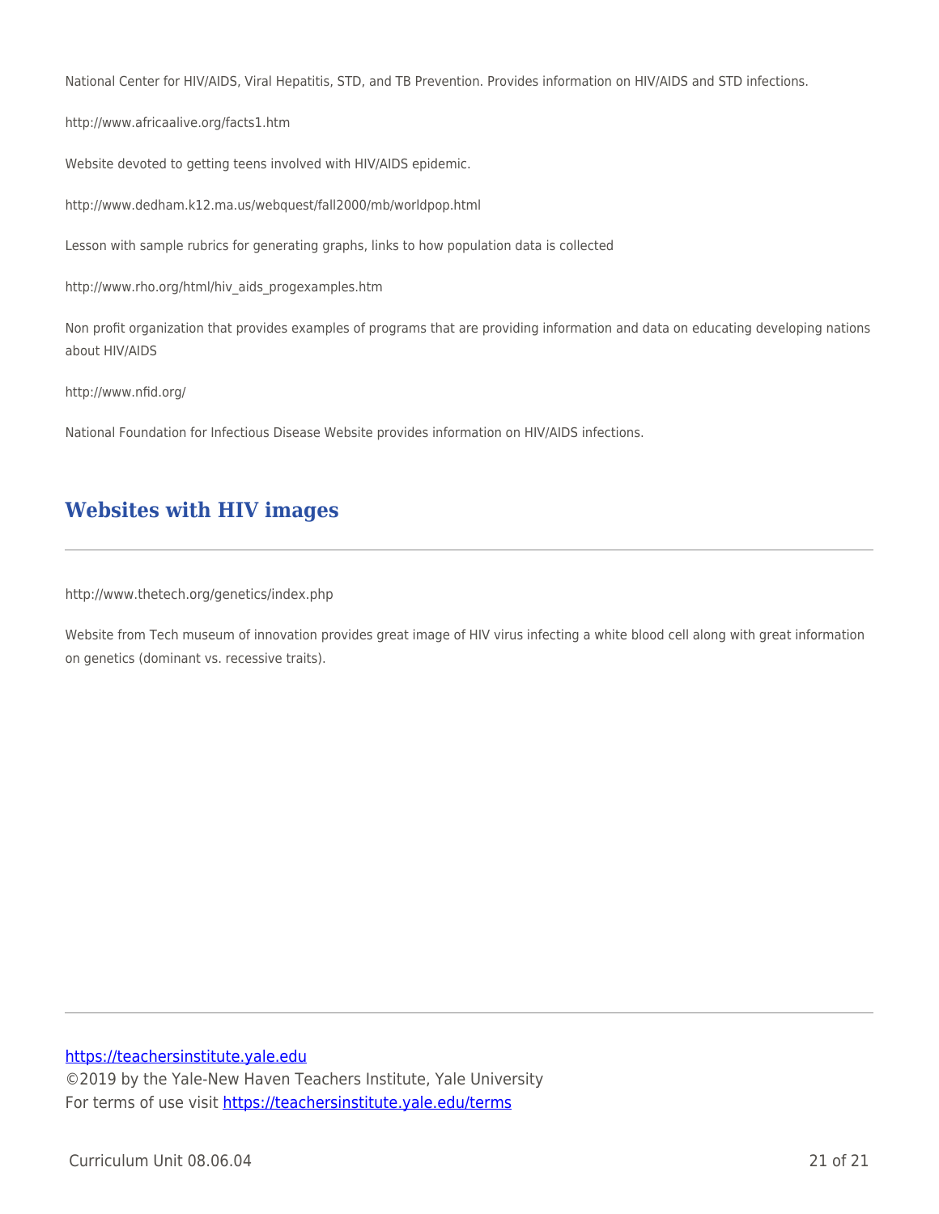National Center for HIV/AIDS, Viral Hepatitis, STD, and TB Prevention. Provides information on HIV/AIDS and STD infections.

http://www.africaalive.org/facts1.htm

Website devoted to getting teens involved with HIV/AIDS epidemic.

http://www.dedham.k12.ma.us/webquest/fall2000/mb/worldpop.html

Lesson with sample rubrics for generating graphs, links to how population data is collected

http://www.rho.org/html/hiv_aids_progexamples.htm

Non profit organization that provides examples of programs that are providing information and data on educating developing nations about HIV/AIDS

http://www.nfid.org/

National Foundation for Infectious Disease Website provides information on HIV/AIDS infections.

## Websites with HIV images

http://www.thetech.org/genetics/index.php

Website from Tech museum of innovation provides great image of HIV virus infecting a white blood cell along with great information on genetics (dominant vs. recessive traits).

---

https://teachersinstitute.yale.edu
©2019 by the Yale-New Haven Teachers Institute, Yale University
For terms of use visit https://teachersinstitute.yale.edu/terms

Curriculum Unit 08.06.04